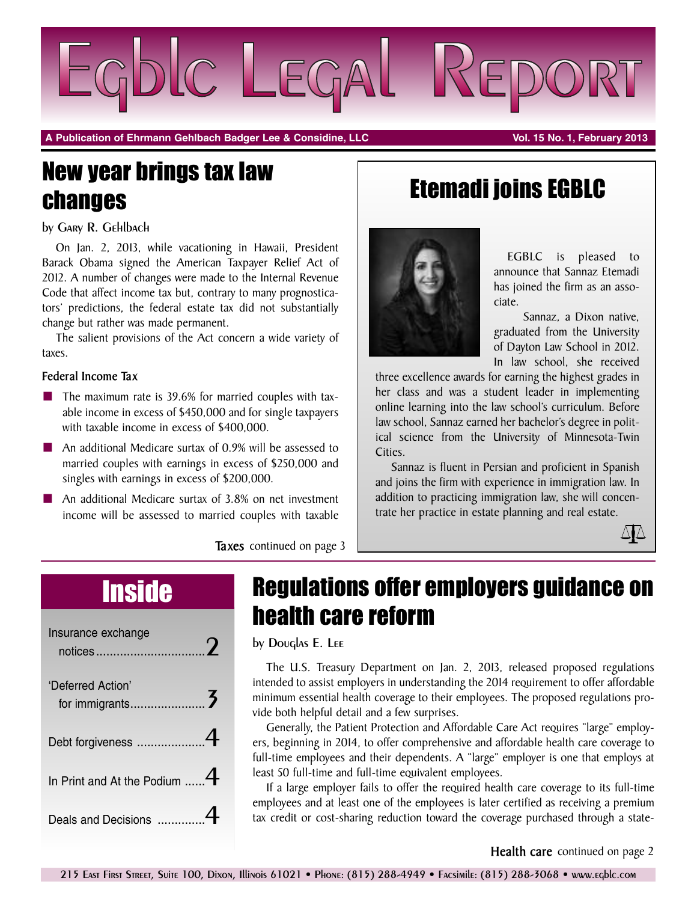# Egblc Legal Report

**A Publication of Ehrmann Gehlbach Badger Lee & Considine, LLC** — **Vol. 15 No. 1, February 2013**

## New year brings tax law changes

by Gary R. Gehlbach

On Jan. 2, 2013, while vacationing in Hawaii, President Barack Obama signed the American Taxpayer Relief Act of 2012. A number of changes were made to the Internal Revenue Code that affect income tax but, contrary to many prognosticators' predictions, the federal estate tax did not substantially change but rather was made permanent.

The salient provisions of the Act concern a wide variety of taxes.

### Federal Income Tax

- The maximum rate is 39.6% for married couples with taxable income in excess of $450,000 and for single taxpayers with taxable income in excess of $400,000.
- An additional Medicare surtax of 0.9% will be assessed to married couples with earnings in excess of $250,000 and singles with earnings in excess of $200,000.
- An additional Medicare surtax of 3.8% on net investment income will be assessed to married couples with taxable

**Taxes** continued on page 3

## Etemadi joins EGBLC

EGBLC is pleased to announce that Sannaz Etemadi has joined the firm as an associate.

Sannaz, a Dixon native, graduated from the University of Dayton Law School in 2012. In law school, she received three excellence awards for earning the highest grades in her class and was a student leader in implementing online learning into the law school's curriculum. Before law school, Sannaz earned her bachelor's degree in political science from the University of Minnesota-Twin Cities.

Sannaz is fluent in Persian and proficient in Spanish and joins the firm with experience in immigration law. In addition to practicing immigration law, she will concentrate her practice in estate planning and real estate.

## Inside

| | |
|---|---|
| Insurance exchange notices | 2 |
| 'Deferred Action' for immigrants | 3 |
| Debt forgiveness | 4 |
| In Print and At the Podium | 4 |
| Deals and Decisions | 4 |

## Regulations offer employers guidance on health care reform

by Douglas E. Lee

The U.S. Treasury Department on Jan. 2, 2013, released proposed regulations intended to assist employers in understanding the 2014 requirement to offer affordable minimum essential health coverage to their employees. The proposed regulations provide both helpful detail and a few surprises.

Generally, the Patient Protection and Affordable Care Act requires "large" employers, beginning in 2014, to offer comprehensive and affordable health care coverage to full-time employees and their dependents. A "large" employer is one that employs at least 50 full-time and full-time equivalent employees.

If a large employer fails to offer the required health care coverage to its full-time employees and at least one of the employees is later certified as receiving a premium tax credit or cost-sharing reduction toward the coverage purchased through a state-

**Health care** continued on page 2

215 East First Street, Suite 100, Dixon, Illinois 61021 • Phone: (815) 288-4949 • Facsimile: (815) 288-3068 • www.egblc.com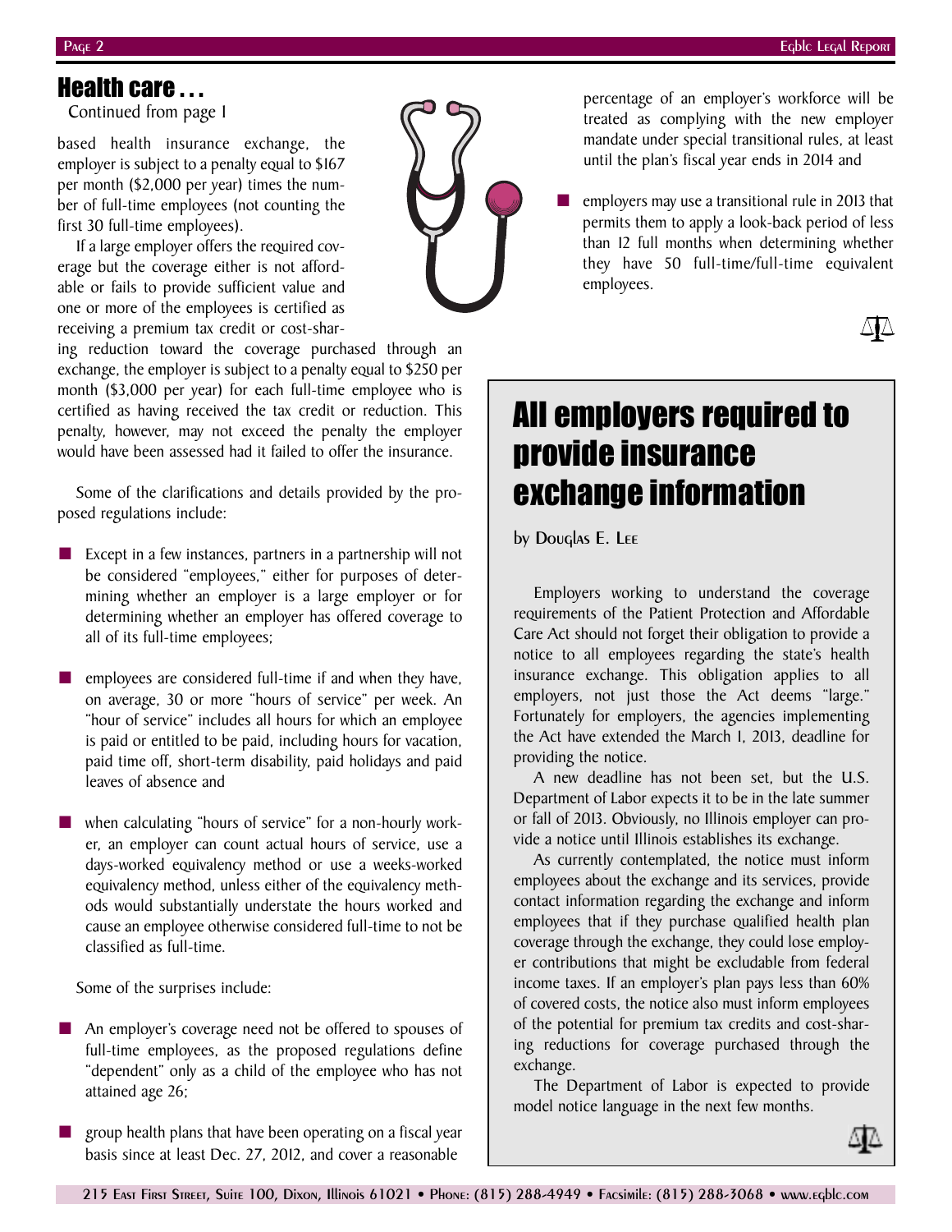## Health care . . .

Continued from page 1

based health insurance exchange, the employer is subject to a penalty equal to $167 per month ($2,000 per year) times the number of full-time employees (not counting the first 30 full-time employees).

If a large employer offers the required coverage but the coverage either is not affordable or fails to provide sufficient value and one or more of the employees is certified as receiving a premium tax credit or cost-sharing reduction toward the coverage purchased through an exchange, the employer is subject to a penalty equal to $250 per month ($3,000 per year) for each full-time employee who is certified as having received the tax credit or reduction. This penalty, however, may not exceed the penalty the employer would have been assessed had it failed to offer the insurance.

Some of the clarifications and details provided by the proposed regulations include:

- Except in a few instances, partners in a partnership will not be considered "employees," either for purposes of determining whether an employer is a large employer or for determining whether an employer has offered coverage to all of its full-time employees;
- employees are considered full-time if and when they have, on average, 30 or more "hours of service" per week. An "hour of service" includes all hours for which an employee is paid or entitled to be paid, including hours for vacation, paid time off, short-term disability, paid holidays and paid leaves of absence and
- when calculating "hours of service" for a non-hourly worker, an employer can count actual hours of service, use a days-worked equivalency method or use a weeks-worked equivalency method, unless either of the equivalency methods would substantially understate the hours worked and cause an employee otherwise considered full-time to not be classified as full-time.

Some of the surprises include:

- An employer's coverage need not be offered to spouses of full-time employees, as the proposed regulations define "dependent" only as a child of the employee who has not attained age 26;
- group health plans that have been operating on a fiscal year basis since at least Dec. 27, 2012, and cover a reasonable percentage of an employer's workforce will be treated as complying with the new employer mandate under special transitional rules, at least until the plan's fiscal year ends in 2014 and
- employers may use a transitional rule in 2013 that permits them to apply a look-back period of less than 12 full months when determining whether they have 50 full-time/full-time equivalent employees.

## All employers required to provide insurance exchange information

by Douglas E. Lee

Employers working to understand the coverage requirements of the Patient Protection and Affordable Care Act should not forget their obligation to provide a notice to all employees regarding the state's health insurance exchange. This obligation applies to all employers, not just those the Act deems "large." Fortunately for employers, the agencies implementing the Act have extended the March 1, 2013, deadline for providing the notice.

A new deadline has not been set, but the U.S. Department of Labor expects it to be in the late summer or fall of 2013. Obviously, no Illinois employer can provide a notice until Illinois establishes its exchange.

As currently contemplated, the notice must inform employees about the exchange and its services, provide contact information regarding the exchange and inform employees that if they purchase qualified health plan coverage through the exchange, they could lose employer contributions that might be excludable from federal income taxes. If an employer's plan pays less than 60% of covered costs, the notice also must inform employees of the potential for premium tax credits and cost-sharing reductions for coverage purchased through the exchange.

The Department of Labor is expected to provide model notice language in the next few months.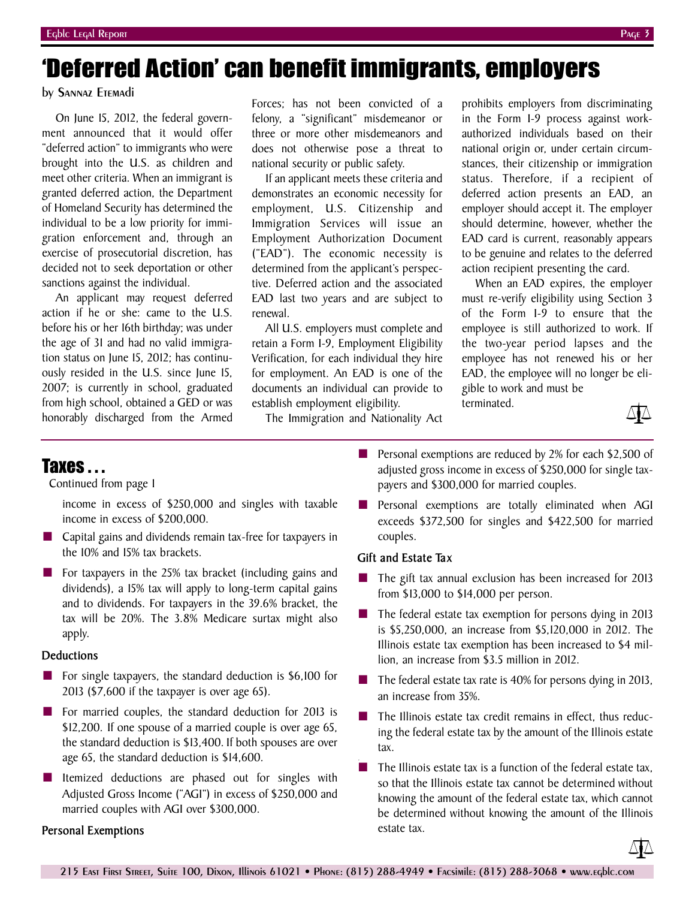# 'Deferred Action' can benefit immigrants, employers

by Sannaz Etemadi

On June 15, 2012, the federal government announced that it would offer "deferred action" to immigrants who were brought into the U.S. as children and meet other criteria. When an immigrant is granted deferred action, the Department of Homeland Security has determined the individual to be a low priority for immigration enforcement and, through an exercise of prosecutorial discretion, has decided not to seek deportation or other sanctions against the individual.

An applicant may request deferred action if he or she: came to the U.S. before his or her 16th birthday; was under the age of 31 and had no valid immigration status on June 15, 2012; has continuously resided in the U.S. since June 15, 2007; is currently in school, graduated from high school, obtained a GED or was honorably discharged from the Armed Forces; has not been convicted of a felony, a "significant" misdemeanor or three or more other misdemeanors and does not otherwise pose a threat to national security or public safety.

If an applicant meets these criteria and demonstrates an economic necessity for employment, U.S. Citizenship and Immigration Services will issue an Employment Authorization Document ("EAD"). The economic necessity is determined from the applicant's perspective. Deferred action and the associated EAD last two years and are subject to renewal.

All U.S. employers must complete and retain a Form I-9, Employment Eligibility Verification, for each individual they hire for employment. An EAD is one of the documents an individual can provide to establish employment eligibility.

The Immigration and Nationality Act prohibits employers from discriminating in the Form I-9 process against work-authorized individuals based on their national origin or, under certain circumstances, their citizenship or immigration status. Therefore, if a recipient of deferred action presents an EAD, an employer should accept it. The employer should determine, however, whether the EAD card is current, reasonably appears to be genuine and relates to the deferred action recipient presenting the card.

When an EAD expires, the employer must re-verify eligibility using Section 3 of the Form I-9 to ensure that the employee is still authorized to work. If the two-year period lapses and the employee has not renewed his or her EAD, the employee will no longer be eligible to work and must be terminated.

## Taxes . . .

Continued from page 1

income in excess of $250,000 and singles with taxable income in excess of $200,000.

- Capital gains and dividends remain tax-free for taxpayers in the 10% and 15% tax brackets.
- For taxpayers in the 25% tax bracket (including gains and dividends), a 15% tax will apply to long-term capital gains and to dividends. For taxpayers in the 39.6% bracket, the tax will be 20%. The 3.8% Medicare surtax might also apply.

### Deductions

- For single taxpayers, the standard deduction is $6,100 for 2013 ($7,600 if the taxpayer is over age 65).
- For married couples, the standard deduction for 2013 is $12,200. If one spouse of a married couple is over age 65, the standard deduction is $13,400. If both spouses are over age 65, the standard deduction is $14,600.
- Itemized deductions are phased out for singles with Adjusted Gross Income ("AGI") in excess of $250,000 and married couples with AGI over $300,000.

### Personal Exemptions

- Personal exemptions are reduced by 2% for each $2,500 of adjusted gross income in excess of $250,000 for single taxpayers and $300,000 for married couples.
- Personal exemptions are totally eliminated when AGI exceeds $372,500 for singles and $422,500 for married couples.

### Gift and Estate Tax

- The gift tax annual exclusion has been increased for 2013 from $13,000 to $14,000 per person.
- The federal estate tax exemption for persons dying in 2013 is $5,250,000, an increase from $5,120,000 in 2012. The Illinois estate tax exemption has been increased to $4 million, an increase from $3.5 million in 2012.
- The federal estate tax rate is 40% for persons dying in 2013, an increase from 35%.
- The Illinois estate tax credit remains in effect, thus reducing the federal estate tax by the amount of the Illinois estate tax.
- The Illinois estate tax is a function of the federal estate tax, so that the Illinois estate tax cannot be determined without knowing the amount of the federal estate tax, which cannot be determined without knowing the amount of the Illinois estate tax.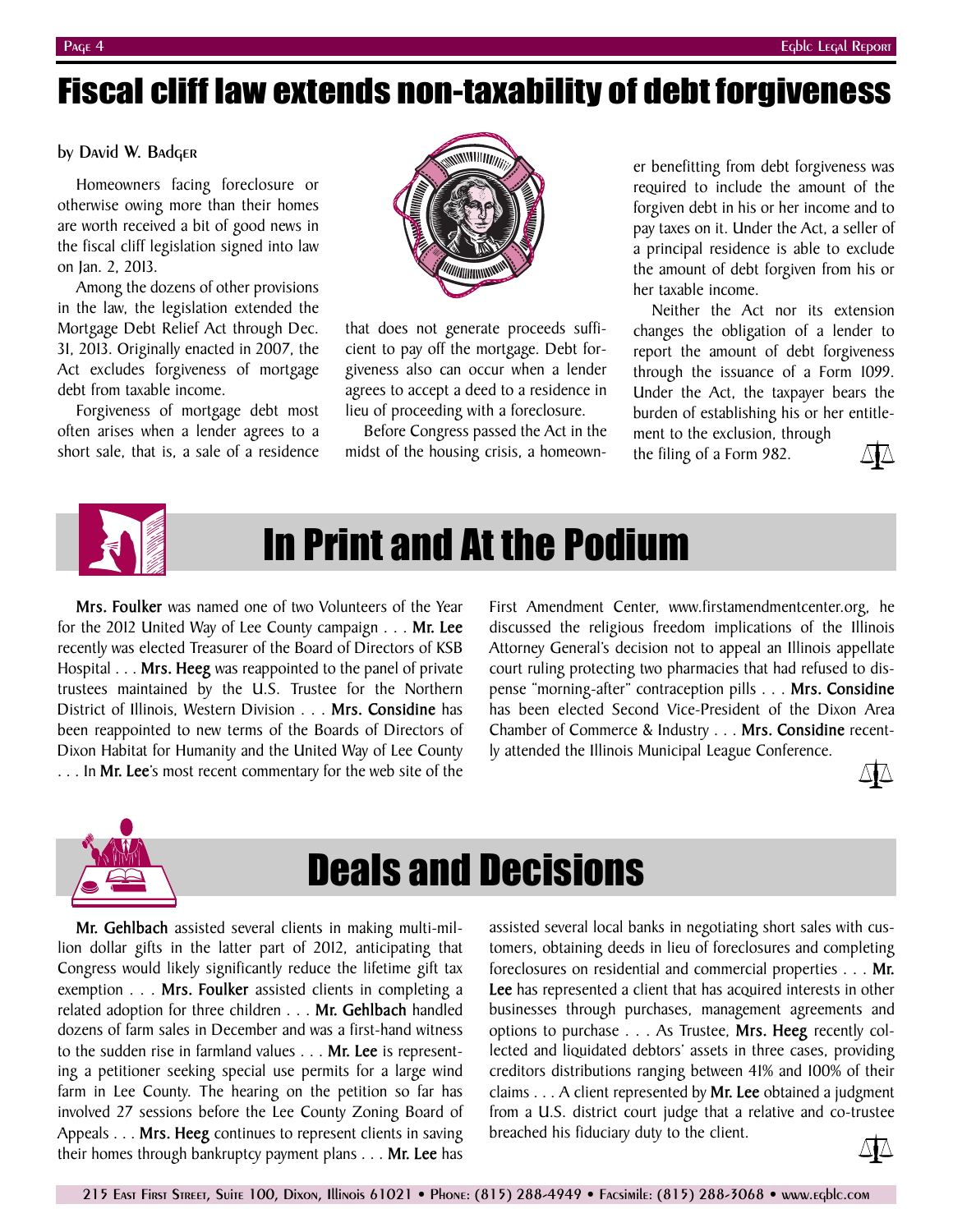# Fiscal cliff law extends non-taxability of debt forgiveness

by David W. Badger

Homeowners facing foreclosure or otherwise owing more than their homes are worth received a bit of good news in the fiscal cliff legislation signed into law on Jan. 2, 2013.

Among the dozens of other provisions in the law, the legislation extended the Mortgage Debt Relief Act through Dec. 31, 2013. Originally enacted in 2007, the Act excludes forgiveness of mortgage debt from taxable income.

Forgiveness of mortgage debt most often arises when a lender agrees to a short sale, that is, a sale of a residence that does not generate proceeds sufficient to pay off the mortgage. Debt forgiveness also can occur when a lender agrees to accept a deed to a residence in lieu of proceeding with a foreclosure.

Before Congress passed the Act in the midst of the housing crisis, a homeowner benefitting from debt forgiveness was required to include the amount of the forgiven debt in his or her income and to pay taxes on it. Under the Act, a seller of a principal residence is able to exclude the amount of debt forgiven from his or her taxable income.

Neither the Act nor its extension changes the obligation of a lender to report the amount of debt forgiveness through the issuance of a Form 1099. Under the Act, the taxpayer bears the burden of establishing his or her entitlement to the exclusion, through the filing of a Form 982.

# In Print and At the Podium

**Mrs. Foulker** was named one of two Volunteers of the Year for the 2012 United Way of Lee County campaign . . . **Mr. Lee** recently was elected Treasurer of the Board of Directors of KSB Hospital . . . **Mrs. Heeg** was reappointed to the panel of private trustees maintained by the U.S. Trustee for the Northern District of Illinois, Western Division . . . **Mrs. Considine** has been reappointed to new terms of the Boards of Directors of Dixon Habitat for Humanity and the United Way of Lee County . . . In **Mr. Lee**'s most recent commentary for the web site of the First Amendment Center, www.firstamendmentcenter.org, he discussed the religious freedom implications of the Illinois Attorney General's decision not to appeal an Illinois appellate court ruling protecting two pharmacies that had refused to dispense "morning-after" contraception pills . . . **Mrs. Considine** has been elected Second Vice-President of the Dixon Area Chamber of Commerce & Industry . . . **Mrs. Considine** recently attended the Illinois Municipal League Conference.

# Deals and Decisions

**Mr. Gehlbach** assisted several clients in making multi-million dollar gifts in the latter part of 2012, anticipating that Congress would likely significantly reduce the lifetime gift tax exemption . . . **Mrs. Foulker** assisted clients in completing a related adoption for three children . . . **Mr. Gehlbach** handled dozens of farm sales in December and was a first-hand witness to the sudden rise in farmland values . . . **Mr. Lee** is representing a petitioner seeking special use permits for a large wind farm in Lee County. The hearing on the petition so far has involved 27 sessions before the Lee County Zoning Board of Appeals . . . **Mrs. Heeg** continues to represent clients in saving their homes through bankruptcy payment plans . . . **Mr. Lee** has assisted several local banks in negotiating short sales with customers, obtaining deeds in lieu of foreclosures and completing foreclosures on residential and commercial properties . . . **Mr. Lee** has represented a client that has acquired interests in other businesses through purchases, management agreements and options to purchase . . . As Trustee, **Mrs. Heeg** recently collected and liquidated debtors' assets in three cases, providing creditors distributions ranging between 41% and 100% of their claims . . . A client represented by **Mr. Lee** obtained a judgment from a U.S. district court judge that a relative and co-trustee breached his fiduciary duty to the client.

215 East First Street, Suite 100, Dixon, Illinois 61021 • Phone: (815) 288-4949 • Facsimile: (815) 288-3068 • www.egblc.com